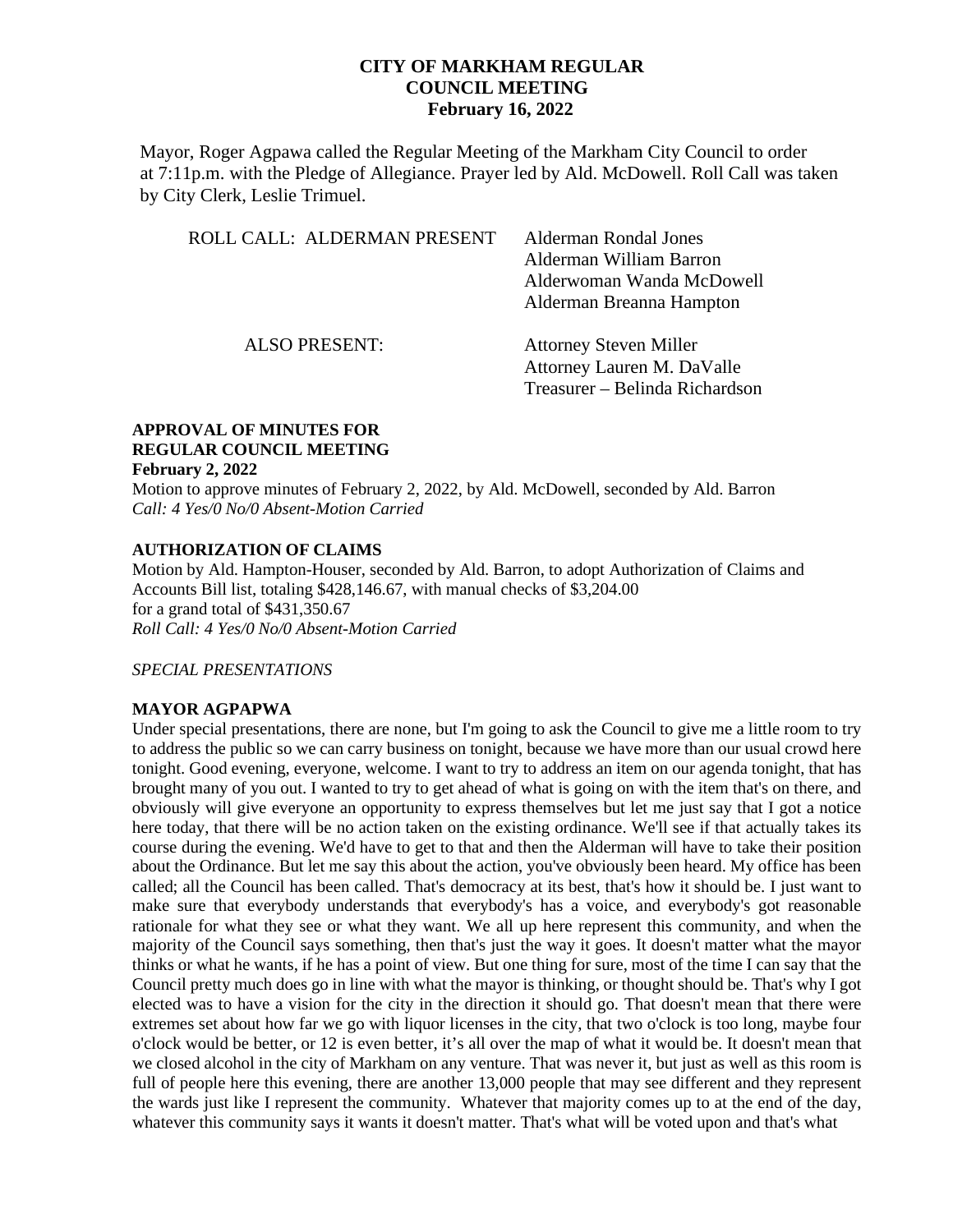# CITY OF MARKHAM REGULAR COUNCIL MEETING
## February 16, 2022

Mayor, Roger Agpawa called the Regular Meeting of the Markham City Council to order at 7:11p.m. with the Pledge of Allegiance. Prayer led by Ald. McDowell. Roll Call was taken by City Clerk, Leslie Trimuel.

ROLL CALL: ALDERMAN PRESENT
- Alderman Rondal Jones
- Alderman William Barron
- Alderwoman Wanda McDowell
- Alderman Breanna Hampton

ALSO PRESENT:
- Attorney Steven Miller
- Attorney Lauren M. DaValle
- Treasurer – Belinda Richardson

**APPROVAL OF MINUTES FOR REGULAR COUNCIL MEETING**
**February 2, 2022**

Motion to approve minutes of February 2, 2022, by Ald. McDowell, seconded by Ald. Barron
*Call: 4 Yes/0 No/0 Absent-Motion Carried*

**AUTHORIZATION OF CLAIMS**

Motion by Ald. Hampton-Houser, seconded by Ald. Barron, to adopt Authorization of Claims and Accounts Bill list, totaling $428,146.67, with manual checks of $3,204.00 for a grand total of $431,350.67
*Roll Call: 4 Yes/0 No/0 Absent-Motion Carried*

*SPECIAL PRESENTATIONS*

**MAYOR AGPAPWA**

Under special presentations, there are none, but I'm going to ask the Council to give me a little room to try to address the public so we can carry business on tonight, because we have more than our usual crowd here tonight. Good evening, everyone, welcome. I want to try to address an item on our agenda tonight, that has brought many of you out. I wanted to try to get ahead of what is going on with the item that's on there, and obviously will give everyone an opportunity to express themselves but let me just say that I got a notice here today, that there will be no action taken on the existing ordinance. We'll see if that actually takes its course during the evening. We'd have to get to that and then the Alderman will have to take their position about the Ordinance. But let me say this about the action, you've obviously been heard. My office has been called; all the Council has been called. That's democracy at its best, that's how it should be. I just want to make sure that everybody understands that everybody's has a voice, and everybody's got reasonable rationale for what they see or what they want. We all up here represent this community, and when the majority of the Council says something, then that's just the way it goes. It doesn't matter what the mayor thinks or what he wants, if he has a point of view. But one thing for sure, most of the time I can say that the Council pretty much does go in line with what the mayor is thinking, or thought should be. That's why I got elected was to have a vision for the city in the direction it should go. That doesn't mean that there were extremes set about how far we go with liquor licenses in the city, that two o'clock is too long, maybe four o'clock would be better, or 12 is even better, it's all over the map of what it would be. It doesn't mean that we closed alcohol in the city of Markham on any venture. That was never it, but just as well as this room is full of people here this evening, there are another 13,000 people that may see different and they represent the wards just like I represent the community. Whatever that majority comes up to at the end of the day, whatever this community says it wants it doesn't matter. That's what will be voted upon and that's what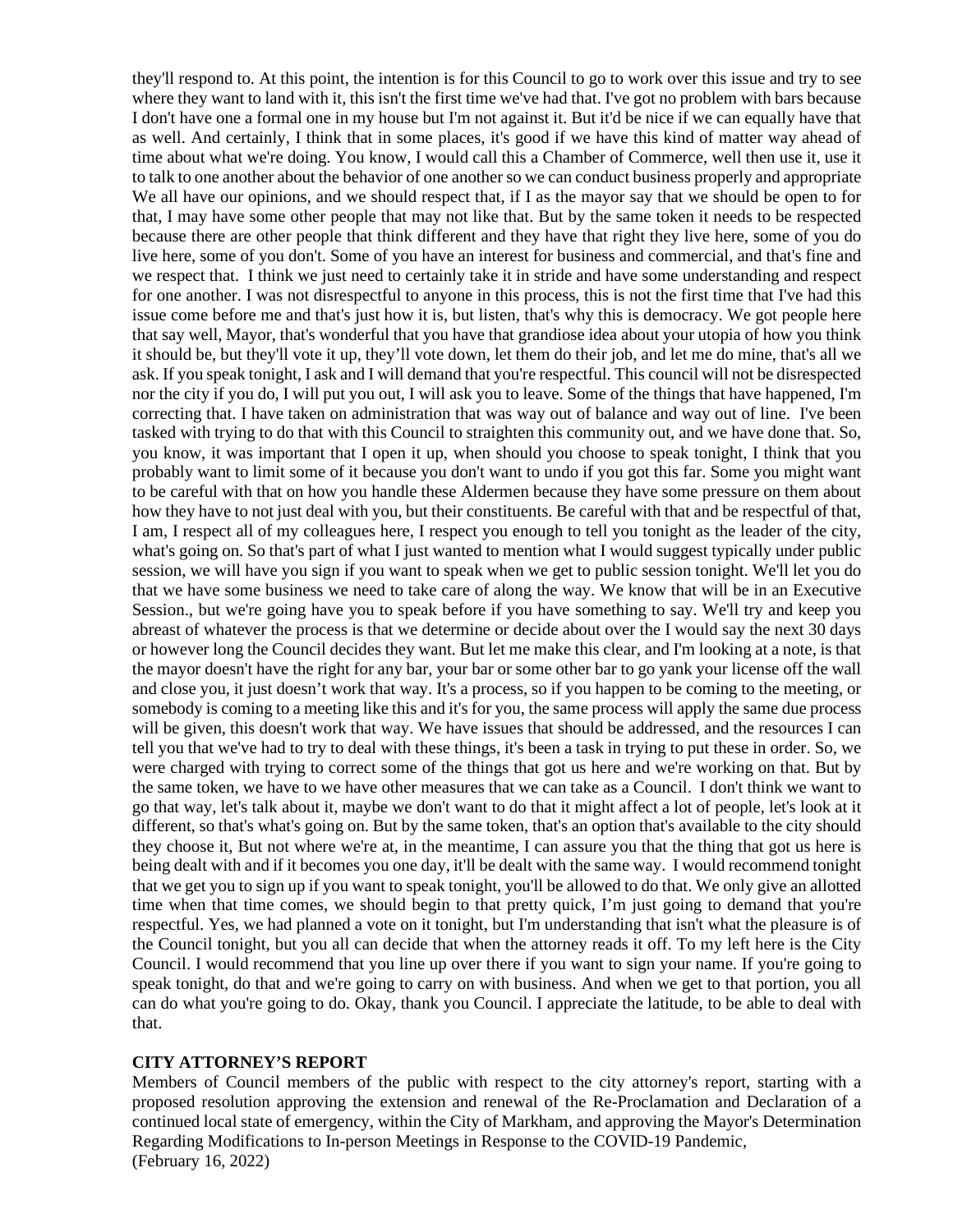they'll respond to. At this point, the intention is for this Council to go to work over this issue and try to see where they want to land with it, this isn't the first time we've had that. I've got no problem with bars because I don't have one a formal one in my house but I'm not against it. But it'd be nice if we can equally have that as well. And certainly, I think that in some places, it's good if we have this kind of matter way ahead of time about what we're doing. You know, I would call this a Chamber of Commerce, well then use it, use it to talk to one another about the behavior of one another so we can conduct business properly and appropriate We all have our opinions, and we should respect that, if I as the mayor say that we should be open to for that, I may have some other people that may not like that. But by the same token it needs to be respected because there are other people that think different and they have that right they live here, some of you do live here, some of you don't. Some of you have an interest for business and commercial, and that's fine and we respect that. I think we just need to certainly take it in stride and have some understanding and respect for one another. I was not disrespectful to anyone in this process, this is not the first time that I've had this issue come before me and that's just how it is, but listen, that's why this is democracy. We got people here that say well, Mayor, that's wonderful that you have that grandiose idea about your utopia of how you think it should be, but they'll vote it up, they'll vote down, let them do their job, and let me do mine, that's all we ask. If you speak tonight, I ask and I will demand that you're respectful. This council will not be disrespected nor the city if you do, I will put you out, I will ask you to leave. Some of the things that have happened, I'm correcting that. I have taken on administration that was way out of balance and way out of line. I've been tasked with trying to do that with this Council to straighten this community out, and we have done that. So, you know, it was important that I open it up, when should you choose to speak tonight, I think that you probably want to limit some of it because you don't want to undo if you got this far. Some you might want to be careful with that on how you handle these Aldermen because they have some pressure on them about how they have to not just deal with you, but their constituents. Be careful with that and be respectful of that, I am, I respect all of my colleagues here, I respect you enough to tell you tonight as the leader of the city, what's going on. So that's part of what I just wanted to mention what I would suggest typically under public session, we will have you sign if you want to speak when we get to public session tonight. We'll let you do that we have some business we need to take care of along the way. We know that will be in an Executive Session., but we're going have you to speak before if you have something to say. We'll try and keep you abreast of whatever the process is that we determine or decide about over the I would say the next 30 days or however long the Council decides they want. But let me make this clear, and I'm looking at a note, is that the mayor doesn't have the right for any bar, your bar or some other bar to go yank your license off the wall and close you, it just doesn't work that way. It's a process, so if you happen to be coming to the meeting, or somebody is coming to a meeting like this and it's for you, the same process will apply the same due process will be given, this doesn't work that way. We have issues that should be addressed, and the resources I can tell you that we've had to try to deal with these things, it's been a task in trying to put these in order. So, we were charged with trying to correct some of the things that got us here and we're working on that. But by the same token, we have to we have other measures that we can take as a Council. I don't think we want to go that way, let's talk about it, maybe we don't want to do that it might affect a lot of people, let's look at it different, so that's what's going on. But by the same token, that's an option that's available to the city should they choose it, But not where we're at, in the meantime, I can assure you that the thing that got us here is being dealt with and if it becomes you one day, it'll be dealt with the same way. I would recommend tonight that we get you to sign up if you want to speak tonight, you'll be allowed to do that. We only give an allotted time when that time comes, we should begin to that pretty quick, I'm just going to demand that you're respectful. Yes, we had planned a vote on it tonight, but I'm understanding that isn't what the pleasure is of the Council tonight, but you all can decide that when the attorney reads it off. To my left here is the City Council. I would recommend that you line up over there if you want to sign your name. If you're going to speak tonight, do that and we're going to carry on with business. And when we get to that portion, you all can do what you're going to do. Okay, thank you Council. I appreciate the latitude, to be able to deal with that.

## CITY ATTORNEY'S REPORT

Members of Council members of the public with respect to the city attorney's report, starting with a proposed resolution approving the extension and renewal of the Re-Proclamation and Declaration of a continued local state of emergency, within the City of Markham, and approving the Mayor's Determination Regarding Modifications to In-person Meetings in Response to the COVID-19 Pandemic,
(February 16, 2022)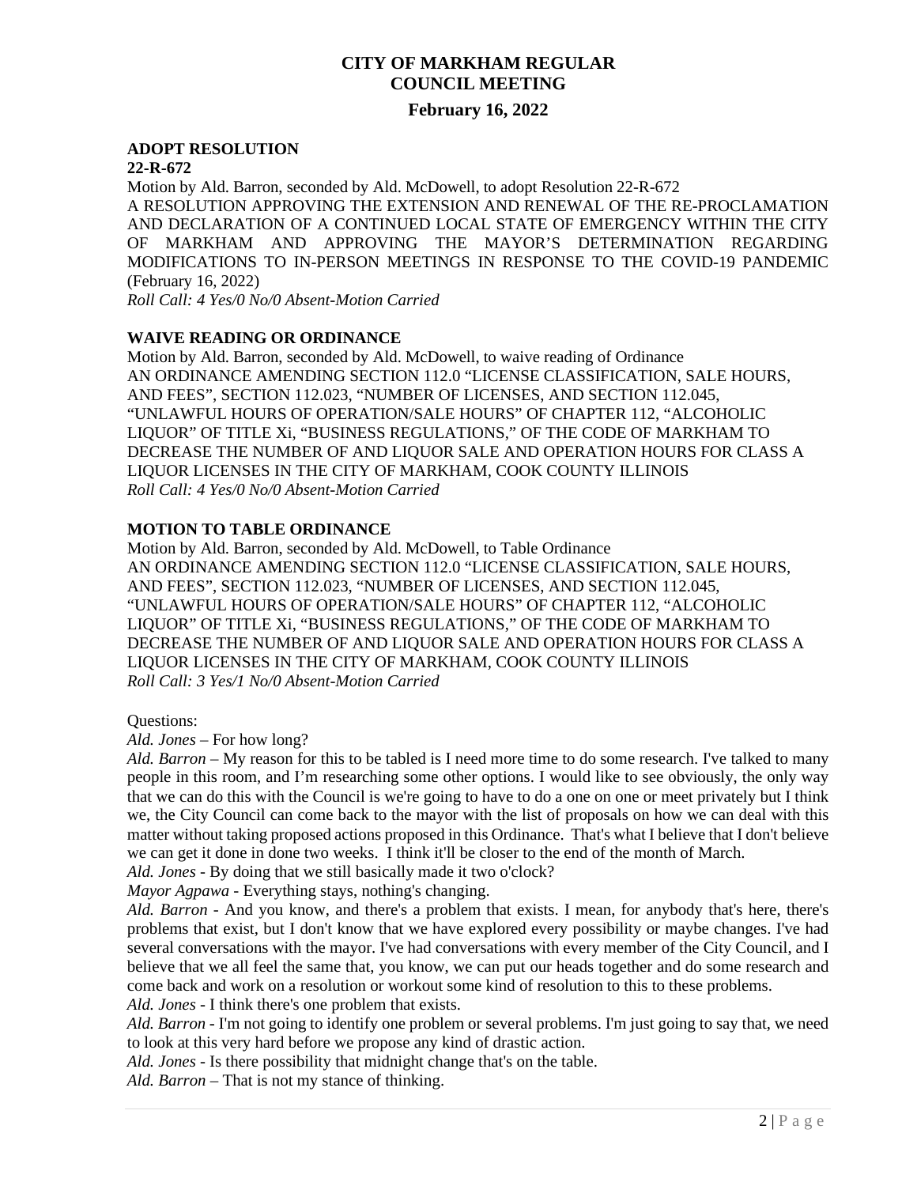# CITY OF MARKHAM REGULAR COUNCIL MEETING

## February 16, 2022

**ADOPT RESOLUTION**
**22-R-672**

Motion by Ald. Barron, seconded by Ald. McDowell, to adopt Resolution 22-R-672
A RESOLUTION APPROVING THE EXTENSION AND RENEWAL OF THE RE-PROCLAMATION AND DECLARATION OF A CONTINUED LOCAL STATE OF EMERGENCY WITHIN THE CITY OF MARKHAM AND APPROVING THE MAYOR'S DETERMINATION REGARDING MODIFICATIONS TO IN-PERSON MEETINGS IN RESPONSE TO THE COVID-19 PANDEMIC (February 16, 2022)
*Roll Call: 4 Yes/0 No/0 Absent-Motion Carried*

**WAIVE READING OR ORDINANCE**

Motion by Ald. Barron, seconded by Ald. McDowell, to waive reading of Ordinance
AN ORDINANCE AMENDING SECTION 112.0 "LICENSE CLASSIFICATION, SALE HOURS, AND FEES", SECTION 112.023, "NUMBER OF LICENSES, AND SECTION 112.045, "UNLAWFUL HOURS OF OPERATION/SALE HOURS" OF CHAPTER 112, "ALCOHOLIC LIQUOR" OF TITLE Xi, "BUSINESS REGULATIONS," OF THE CODE OF MARKHAM TO DECREASE THE NUMBER OF AND LIQUOR SALE AND OPERATION HOURS FOR CLASS A LIQUOR LICENSES IN THE CITY OF MARKHAM, COOK COUNTY ILLINOIS
*Roll Call: 4 Yes/0 No/0 Absent-Motion Carried*

**MOTION TO TABLE ORDINANCE**

Motion by Ald. Barron, seconded by Ald. McDowell, to Table Ordinance
AN ORDINANCE AMENDING SECTION 112.0 "LICENSE CLASSIFICATION, SALE HOURS, AND FEES", SECTION 112.023, "NUMBER OF LICENSES, AND SECTION 112.045, "UNLAWFUL HOURS OF OPERATION/SALE HOURS" OF CHAPTER 112, "ALCOHOLIC LIQUOR" OF TITLE Xi, "BUSINESS REGULATIONS," OF THE CODE OF MARKHAM TO DECREASE THE NUMBER OF AND LIQUOR SALE AND OPERATION HOURS FOR CLASS A LIQUOR LICENSES IN THE CITY OF MARKHAM, COOK COUNTY ILLINOIS
*Roll Call: 3 Yes/1 No/0 Absent-Motion Carried*

Questions:
*Ald. Jones* – For how long?
*Ald. Barron* – My reason for this to be tabled is I need more time to do some research. I've talked to many people in this room, and I'm researching some other options. I would like to see obviously, the only way that we can do this with the Council is we're going to have to do a one on one or meet privately but I think we, the City Council can come back to the mayor with the list of proposals on how we can deal with this matter without taking proposed actions proposed in this Ordinance. That's what I believe that I don't believe we can get it done in done two weeks. I think it'll be closer to the end of the month of March.
*Ald. Jones* - By doing that we still basically made it two o'clock?
*Mayor Agpawa* - Everything stays, nothing's changing.
*Ald. Barron* - And you know, and there's a problem that exists. I mean, for anybody that's here, there's problems that exist, but I don't know that we have explored every possibility or maybe changes. I've had several conversations with the mayor. I've had conversations with every member of the City Council, and I believe that we all feel the same that, you know, we can put our heads together and do some research and come back and work on a resolution or workout some kind of resolution to this to these problems.
*Ald. Jones* - I think there's one problem that exists.
*Ald. Barron* - I'm not going to identify one problem or several problems. I'm just going to say that, we need to look at this very hard before we propose any kind of drastic action.
*Ald. Jones* - Is there possibility that midnight change that's on the table.
*Ald. Barron* – That is not my stance of thinking.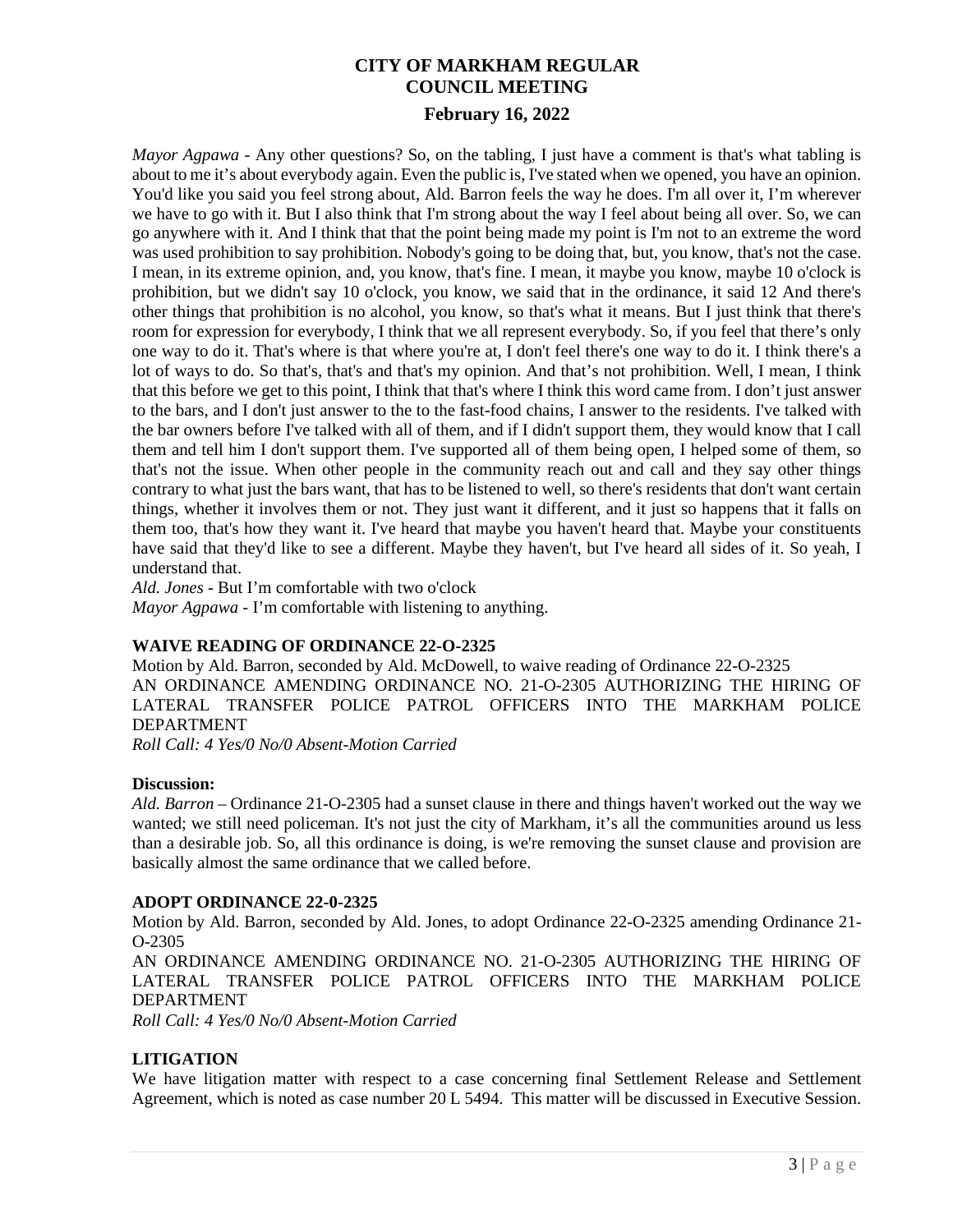*Mayor Agpawa* - Any other questions? So, on the tabling, I just have a comment is that's what tabling is about to me it's about everybody again. Even the public is, I've stated when we opened, you have an opinion. You'd like you said you feel strong about, Ald. Barron feels the way he does. I'm all over it, I'm wherever we have to go with it. But I also think that I'm strong about the way I feel about being all over. So, we can go anywhere with it. And I think that that the point being made my point is I'm not to an extreme the word was used prohibition to say prohibition. Nobody's going to be doing that, but, you know, that's not the case. I mean, in its extreme opinion, and, you know, that's fine. I mean, it maybe you know, maybe 10 o'clock is prohibition, but we didn't say 10 o'clock, you know, we said that in the ordinance, it said 12 And there's other things that prohibition is no alcohol, you know, so that's what it means. But I just think that there's room for expression for everybody, I think that we all represent everybody. So, if you feel that there's only one way to do it. That's where is that where you're at, I don't feel there's one way to do it. I think there's a lot of ways to do. So that's, that's and that's my opinion. And that's not prohibition. Well, I mean, I think that this before we get to this point, I think that that's where I think this word came from. I don't just answer to the bars, and I don't just answer to the to the fast-food chains, I answer to the residents. I've talked with the bar owners before I've talked with all of them, and if I didn't support them, they would know that I call them and tell him I don't support them. I've supported all of them being open, I helped some of them, so that's not the issue. When other people in the community reach out and call and they say other things contrary to what just the bars want, that has to be listened to well, so there's residents that don't want certain things, whether it involves them or not. They just want it different, and it just so happens that it falls on them too, that's how they want it. I've heard that maybe you haven't heard that. Maybe your constituents have said that they'd like to see a different. Maybe they haven't, but I've heard all sides of it. So yeah, I understand that.

*Ald. Jones* - But I'm comfortable with two o'clock

*Mayor Agpawa* - I'm comfortable with listening to anything.

**WAIVE READING OF ORDINANCE 22-O-2325**

Motion by Ald. Barron, seconded by Ald. McDowell, to waive reading of Ordinance 22-O-2325

AN ORDINANCE AMENDING ORDINANCE NO. 21-O-2305 AUTHORIZING THE HIRING OF LATERAL TRANSFER POLICE PATROL OFFICERS INTO THE MARKHAM POLICE DEPARTMENT

*Roll Call: 4 Yes/0 No/0 Absent-Motion Carried*

**Discussion:**

*Ald. Barron* – Ordinance 21-O-2305 had a sunset clause in there and things haven't worked out the way we wanted; we still need policeman. It's not just the city of Markham, it's all the communities around us less than a desirable job. So, all this ordinance is doing, is we're removing the sunset clause and provision are basically almost the same ordinance that we called before.

**ADOPT ORDINANCE 22-0-2325**

Motion by Ald. Barron, seconded by Ald. Jones, to adopt Ordinance 22-O-2325 amending Ordinance 21-O-2305

AN ORDINANCE AMENDING ORDINANCE NO. 21-O-2305 AUTHORIZING THE HIRING OF LATERAL TRANSFER POLICE PATROL OFFICERS INTO THE MARKHAM POLICE DEPARTMENT

*Roll Call: 4 Yes/0 No/0 Absent-Motion Carried*

**LITIGATION**

We have litigation matter with respect to a case concerning final Settlement Release and Settlement Agreement, which is noted as case number 20 L 5494. This matter will be discussed in Executive Session.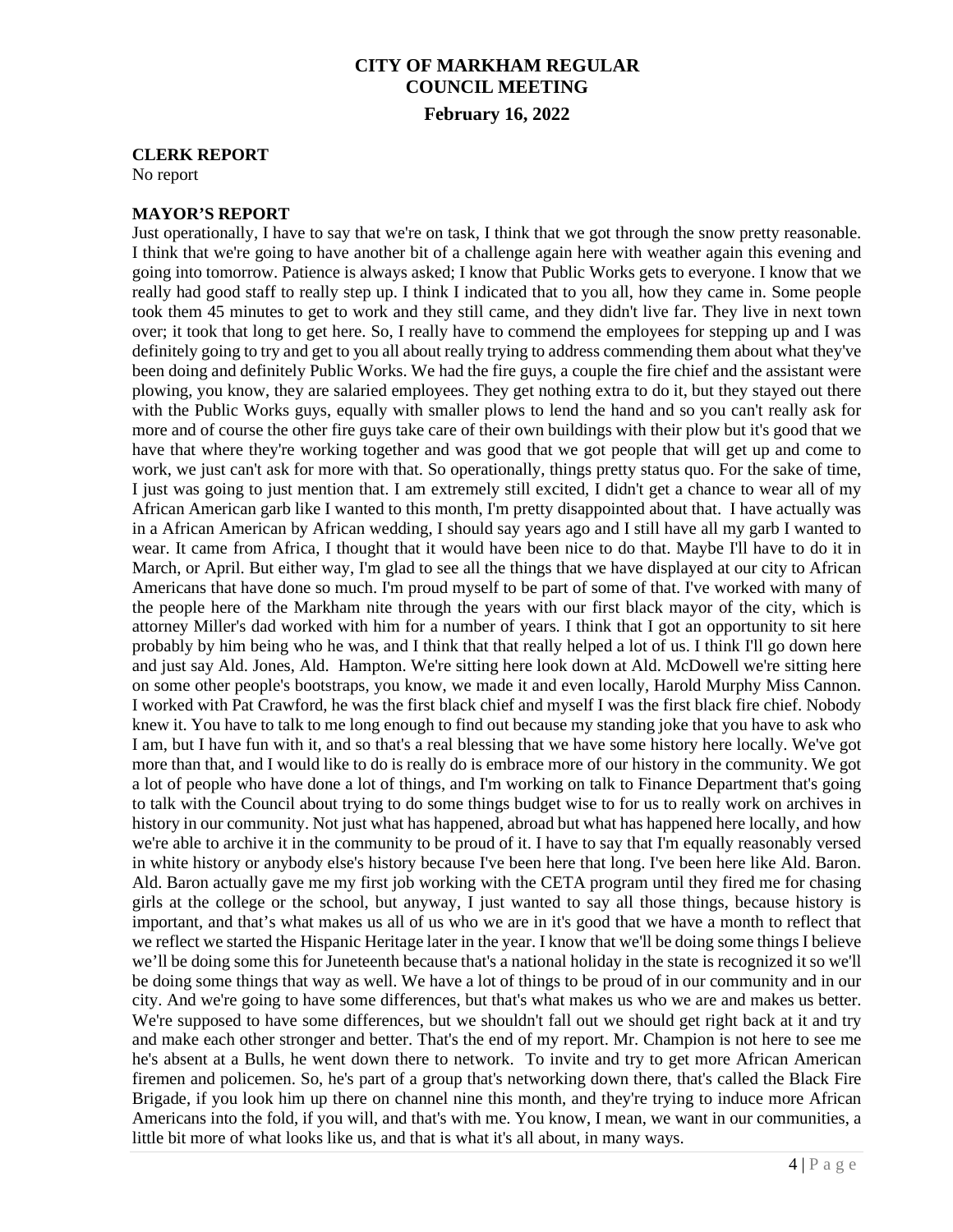# CITY OF MARKHAM REGULAR COUNCIL MEETING

### February 16, 2022

**CLERK REPORT**
No report

**MAYOR'S REPORT**
Just operationally, I have to say that we're on task, I think that we got through the snow pretty reasonable. I think that we're going to have another bit of a challenge again here with weather again this evening and going into tomorrow. Patience is always asked; I know that Public Works gets to everyone. I know that we really had good staff to really step up. I think I indicated that to you all, how they came in. Some people took them 45 minutes to get to work and they still came, and they didn't live far. They live in next town over; it took that long to get here. So, I really have to commend the employees for stepping up and I was definitely going to try and get to you all about really trying to address commending them about what they've been doing and definitely Public Works. We had the fire guys, a couple the fire chief and the assistant were plowing, you know, they are salaried employees. They get nothing extra to do it, but they stayed out there with the Public Works guys, equally with smaller plows to lend the hand and so you can't really ask for more and of course the other fire guys take care of their own buildings with their plow but it's good that we have that where they're working together and was good that we got people that will get up and come to work, we just can't ask for more with that. So operationally, things pretty status quo. For the sake of time, I just was going to just mention that. I am extremely still excited, I didn't get a chance to wear all of my African American garb like I wanted to this month, I'm pretty disappointed about that. I have actually was in a African American by African wedding, I should say years ago and I still have all my garb I wanted to wear. It came from Africa, I thought that it would have been nice to do that. Maybe I'll have to do it in March, or April. But either way, I'm glad to see all the things that we have displayed at our city to African Americans that have done so much. I'm proud myself to be part of some of that. I've worked with many of the people here of the Markham nite through the years with our first black mayor of the city, which is attorney Miller's dad worked with him for a number of years. I think that I got an opportunity to sit here probably by him being who he was, and I think that that really helped a lot of us. I think I'll go down here and just say Ald. Jones, Ald. Hampton. We're sitting here look down at Ald. McDowell we're sitting here on some other people's bootstraps, you know, we made it and even locally, Harold Murphy Miss Cannon. I worked with Pat Crawford, he was the first black chief and myself I was the first black fire chief. Nobody knew it. You have to talk to me long enough to find out because my standing joke that you have to ask who I am, but I have fun with it, and so that's a real blessing that we have some history here locally. We've got more than that, and I would like to do is really do is embrace more of our history in the community. We got a lot of people who have done a lot of things, and I'm working on talk to Finance Department that's going to talk with the Council about trying to do some things budget wise to for us to really work on archives in history in our community. Not just what has happened, abroad but what has happened here locally, and how we're able to archive it in the community to be proud of it. I have to say that I'm equally reasonably versed in white history or anybody else's history because I've been here that long. I've been here like Ald. Baron. Ald. Baron actually gave me my first job working with the CETA program until they fired me for chasing girls at the college or the school, but anyway, I just wanted to say all those things, because history is important, and that's what makes us all of us who we are in it's good that we have a month to reflect that we reflect we started the Hispanic Heritage later in the year. I know that we'll be doing some things I believe we'll be doing some this for Juneteenth because that's a national holiday in the state is recognized it so we'll be doing some things that way as well. We have a lot of things to be proud of in our community and in our city. And we're going to have some differences, but that's what makes us who we are and makes us better. We're supposed to have some differences, but we shouldn't fall out we should get right back at it and try and make each other stronger and better. That's the end of my report. Mr. Champion is not here to see me he's absent at a Bulls, he went down there to network. To invite and try to get more African American firemen and policemen. So, he's part of a group that's networking down there, that's called the Black Fire Brigade, if you look him up there on channel nine this month, and they're trying to induce more African Americans into the fold, if you will, and that's with me. You know, I mean, we want in our communities, a little bit more of what looks like us, and that is what it's all about, in many ways.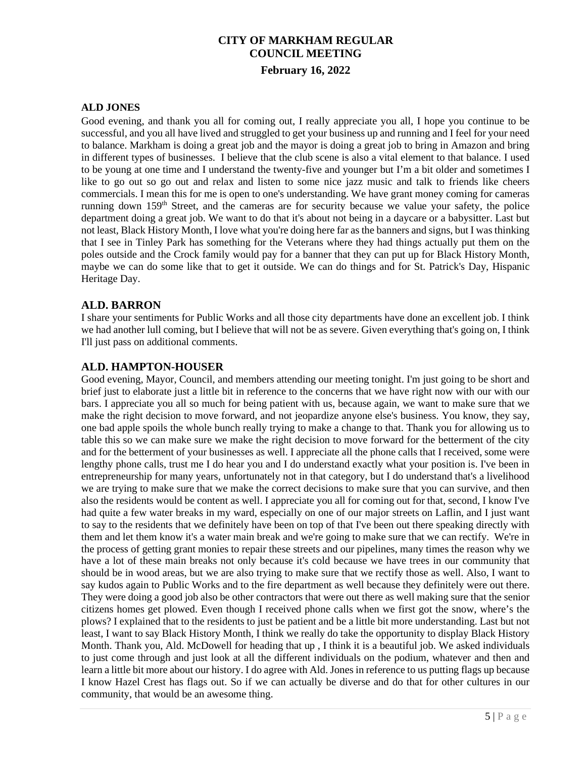### ALD JONES

Good evening, and thank you all for coming out, I really appreciate you all, I hope you continue to be successful, and you all have lived and struggled to get your business up and running and I feel for your need to balance. Markham is doing a great job and the mayor is doing a great job to bring in Amazon and bring in different types of businesses. I believe that the club scene is also a vital element to that balance. I used to be young at one time and I understand the twenty-five and younger but I'm a bit older and sometimes I like to go out so go out and relax and listen to some nice jazz music and talk to friends like cheers commercials. I mean this for me is open to one's understanding. We have grant money coming for cameras running down 159th Street, and the cameras are for security because we value your safety, the police department doing a great job. We want to do that it's about not being in a daycare or a babysitter. Last but not least, Black History Month, I love what you're doing here far as the banners and signs, but I was thinking that I see in Tinley Park has something for the Veterans where they had things actually put them on the poles outside and the Crock family would pay for a banner that they can put up for Black History Month, maybe we can do some like that to get it outside. We can do things and for St. Patrick's Day, Hispanic Heritage Day.

## ALD. BARRON

I share your sentiments for Public Works and all those city departments have done an excellent job. I think we had another lull coming, but I believe that will not be as severe. Given everything that's going on, I think I'll just pass on additional comments.

## ALD. HAMPTON-HOUSER

Good evening, Mayor, Council, and members attending our meeting tonight. I'm just going to be short and brief just to elaborate just a little bit in reference to the concerns that we have right now with our with our bars. I appreciate you all so much for being patient with us, because again, we want to make sure that we make the right decision to move forward, and not jeopardize anyone else's business. You know, they say, one bad apple spoils the whole bunch really trying to make a change to that. Thank you for allowing us to table this so we can make sure we make the right decision to move forward for the betterment of the city and for the betterment of your businesses as well. I appreciate all the phone calls that I received, some were lengthy phone calls, trust me I do hear you and I do understand exactly what your position is. I've been in entrepreneurship for many years, unfortunately not in that category, but I do understand that's a livelihood we are trying to make sure that we make the correct decisions to make sure that you can survive, and then also the residents would be content as well. I appreciate you all for coming out for that, second, I know I've had quite a few water breaks in my ward, especially on one of our major streets on Laflin, and I just want to say to the residents that we definitely have been on top of that I've been out there speaking directly with them and let them know it's a water main break and we're going to make sure that we can rectify. We're in the process of getting grant monies to repair these streets and our pipelines, many times the reason why we have a lot of these main breaks not only because it's cold because we have trees in our community that should be in wood areas, but we are also trying to make sure that we rectify those as well. Also, I want to say kudos again to Public Works and to the fire department as well because they definitely were out there. They were doing a good job also be other contractors that were out there as well making sure that the senior citizens homes get plowed. Even though I received phone calls when we first got the snow, where's the plows? I explained that to the residents to just be patient and be a little bit more understanding. Last but not least, I want to say Black History Month, I think we really do take the opportunity to display Black History Month. Thank you, Ald. McDowell for heading that up , I think it is a beautiful job. We asked individuals to just come through and just look at all the different individuals on the podium, whatever and then and learn a little bit more about our history. I do agree with Ald. Jones in reference to us putting flags up because I know Hazel Crest has flags out. So if we can actually be diverse and do that for other cultures in our community, that would be an awesome thing.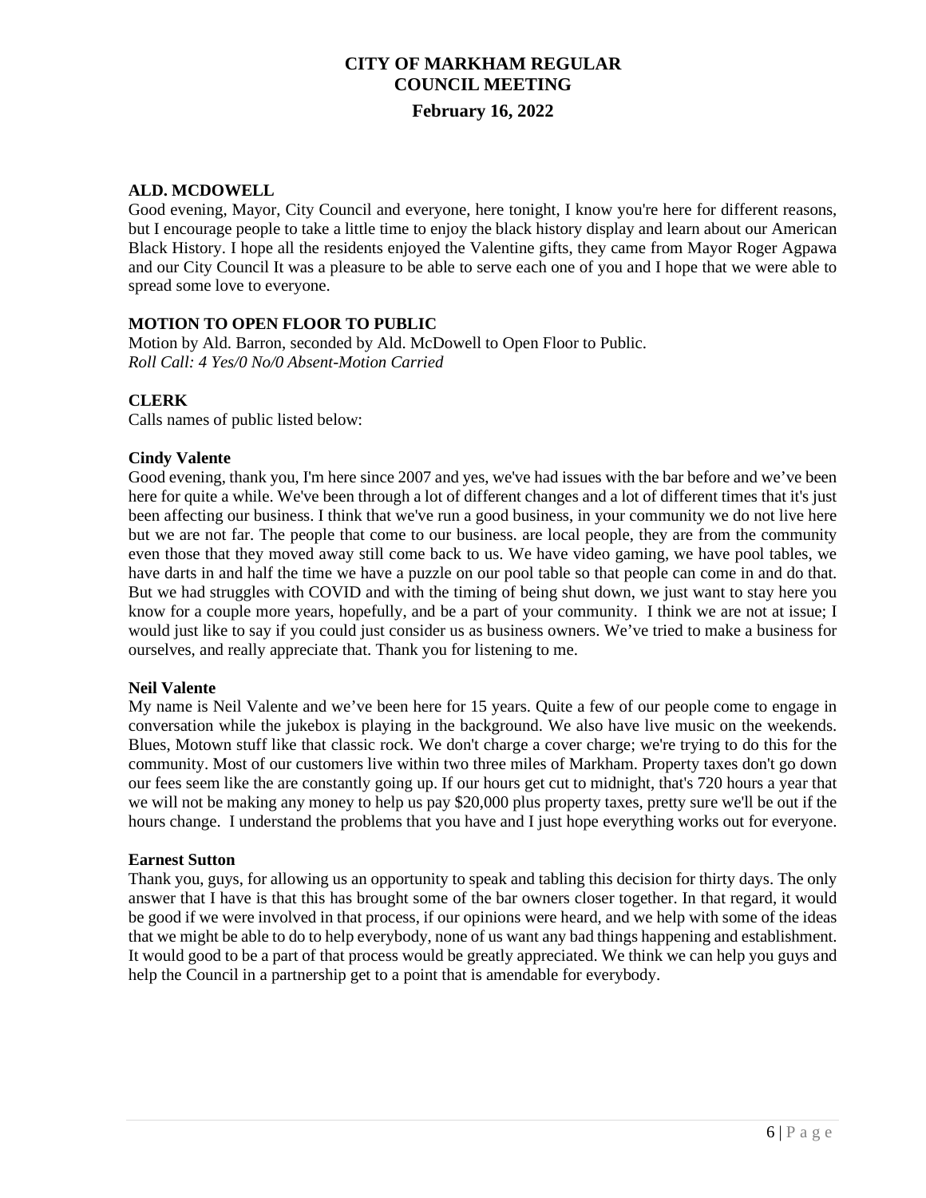# CITY OF MARKHAM REGULAR COUNCIL MEETING

## February 16, 2022

**ALD. MCDOWELL**
Good evening, Mayor, City Council and everyone, here tonight, I know you're here for different reasons, but I encourage people to take a little time to enjoy the black history display and learn about our American Black History. I hope all the residents enjoyed the Valentine gifts, they came from Mayor Roger Agpawa and our City Council It was a pleasure to be able to serve each one of you and I hope that we were able to spread some love to everyone.

**MOTION TO OPEN FLOOR TO PUBLIC**
Motion by Ald. Barron, seconded by Ald. McDowell to Open Floor to Public.
*Roll Call: 4 Yes/0 No/0 Absent-Motion Carried*

**CLERK**
Calls names of public listed below:

**Cindy Valente**
Good evening, thank you, I'm here since 2007 and yes, we've had issues with the bar before and we've been here for quite a while. We've been through a lot of different changes and a lot of different times that it's just been affecting our business. I think that we've run a good business, in your community we do not live here but we are not far. The people that come to our business. are local people, they are from the community even those that they moved away still come back to us. We have video gaming, we have pool tables, we have darts in and half the time we have a puzzle on our pool table so that people can come in and do that. But we had struggles with COVID and with the timing of being shut down, we just want to stay here you know for a couple more years, hopefully, and be a part of your community. I think we are not at issue; I would just like to say if you could just consider us as business owners. We've tried to make a business for ourselves, and really appreciate that. Thank you for listening to me.

**Neil Valente**
My name is Neil Valente and we've been here for 15 years. Quite a few of our people come to engage in conversation while the jukebox is playing in the background. We also have live music on the weekends. Blues, Motown stuff like that classic rock. We don't charge a cover charge; we're trying to do this for the community. Most of our customers live within two three miles of Markham. Property taxes don't go down our fees seem like the are constantly going up. If our hours get cut to midnight, that's 720 hours a year that we will not be making any money to help us pay $20,000 plus property taxes, pretty sure we'll be out if the hours change. I understand the problems that you have and I just hope everything works out for everyone.

**Earnest Sutton**
Thank you, guys, for allowing us an opportunity to speak and tabling this decision for thirty days. The only answer that I have is that this has brought some of the bar owners closer together. In that regard, it would be good if we were involved in that process, if our opinions were heard, and we help with some of the ideas that we might be able to do to help everybody, none of us want any bad things happening and establishment. It would good to be a part of that process would be greatly appreciated. We think we can help you guys and help the Council in a partnership get to a point that is amendable for everybody.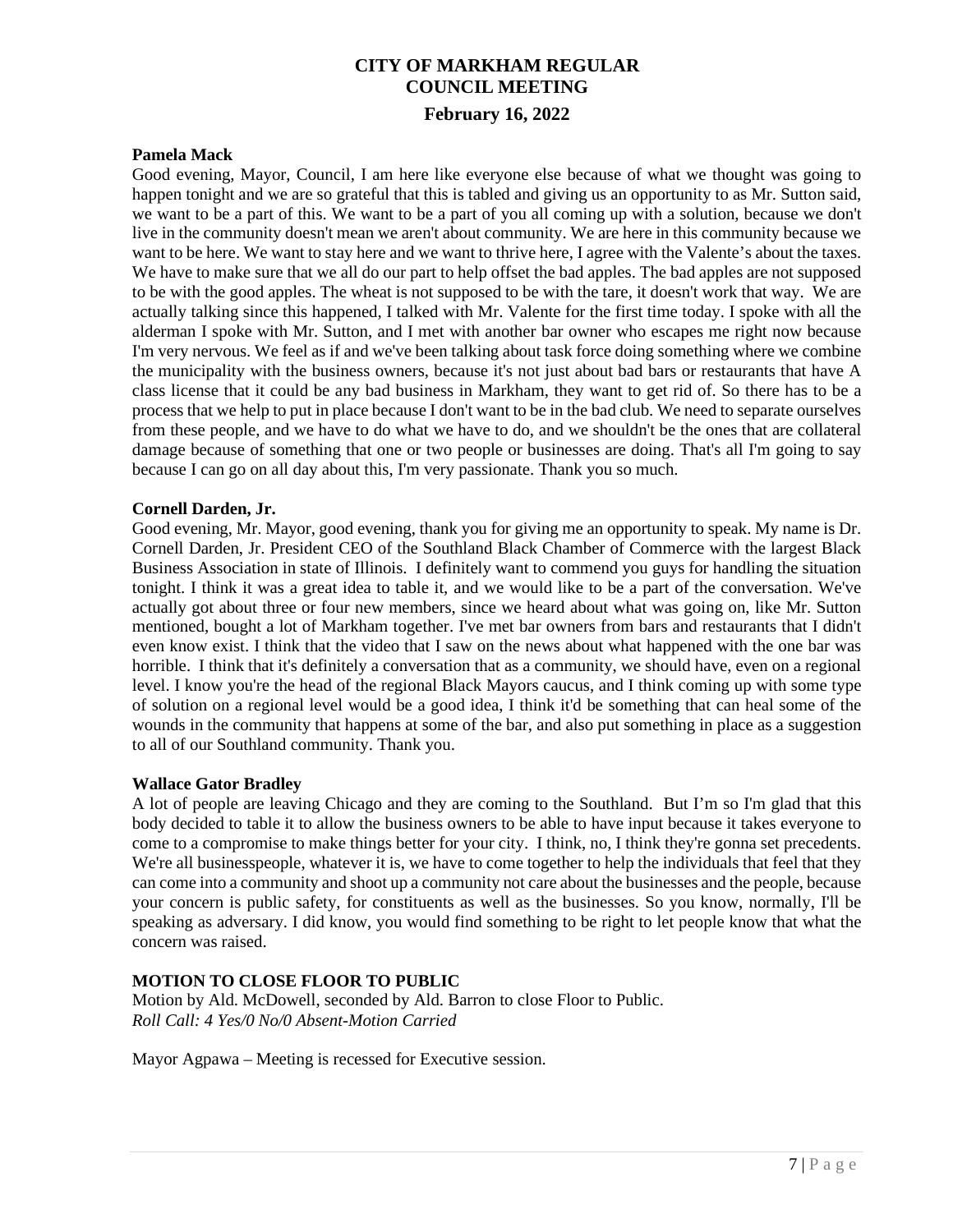**Pamela Mack**

Good evening, Mayor, Council, I am here like everyone else because of what we thought was going to happen tonight and we are so grateful that this is tabled and giving us an opportunity to as Mr. Sutton said, we want to be a part of this. We want to be a part of you all coming up with a solution, because we don't live in the community doesn't mean we aren't about community. We are here in this community because we want to be here. We want to stay here and we want to thrive here, I agree with the Valente's about the taxes. We have to make sure that we all do our part to help offset the bad apples. The bad apples are not supposed to be with the good apples. The wheat is not supposed to be with the tare, it doesn't work that way. We are actually talking since this happened, I talked with Mr. Valente for the first time today. I spoke with all the alderman I spoke with Mr. Sutton, and I met with another bar owner who escapes me right now because I'm very nervous. We feel as if and we've been talking about task force doing something where we combine the municipality with the business owners, because it's not just about bad bars or restaurants that have A class license that it could be any bad business in Markham, they want to get rid of. So there has to be a process that we help to put in place because I don't want to be in the bad club. We need to separate ourselves from these people, and we have to do what we have to do, and we shouldn't be the ones that are collateral damage because of something that one or two people or businesses are doing. That's all I'm going to say because I can go on all day about this, I'm very passionate. Thank you so much.

**Cornell Darden, Jr.**

Good evening, Mr. Mayor, good evening, thank you for giving me an opportunity to speak. My name is Dr. Cornell Darden, Jr. President CEO of the Southland Black Chamber of Commerce with the largest Black Business Association in state of Illinois. I definitely want to commend you guys for handling the situation tonight. I think it was a great idea to table it, and we would like to be a part of the conversation. We've actually got about three or four new members, since we heard about what was going on, like Mr. Sutton mentioned, bought a lot of Markham together. I've met bar owners from bars and restaurants that I didn't even know exist. I think that the video that I saw on the news about what happened with the one bar was horrible. I think that it's definitely a conversation that as a community, we should have, even on a regional level. I know you're the head of the regional Black Mayors caucus, and I think coming up with some type of solution on a regional level would be a good idea, I think it'd be something that can heal some of the wounds in the community that happens at some of the bar, and also put something in place as a suggestion to all of our Southland community. Thank you.

**Wallace Gator Bradley**

A lot of people are leaving Chicago and they are coming to the Southland. But I'm so I'm glad that this body decided to table it to allow the business owners to be able to have input because it takes everyone to come to a compromise to make things better for your city. I think, no, I think they're gonna set precedents. We're all businesspeople, whatever it is, we have to come together to help the individuals that feel that they can come into a community and shoot up a community not care about the businesses and the people, because your concern is public safety, for constituents as well as the businesses. So you know, normally, I'll be speaking as adversary. I did know, you would find something to be right to let people know that what the concern was raised.

**MOTION TO CLOSE FLOOR TO PUBLIC**

Motion by Ald. McDowell, seconded by Ald. Barron to close Floor to Public.
*Roll Call: 4 Yes/0 No/0 Absent-Motion Carried*

Mayor Agpawa – Meeting is recessed for Executive session.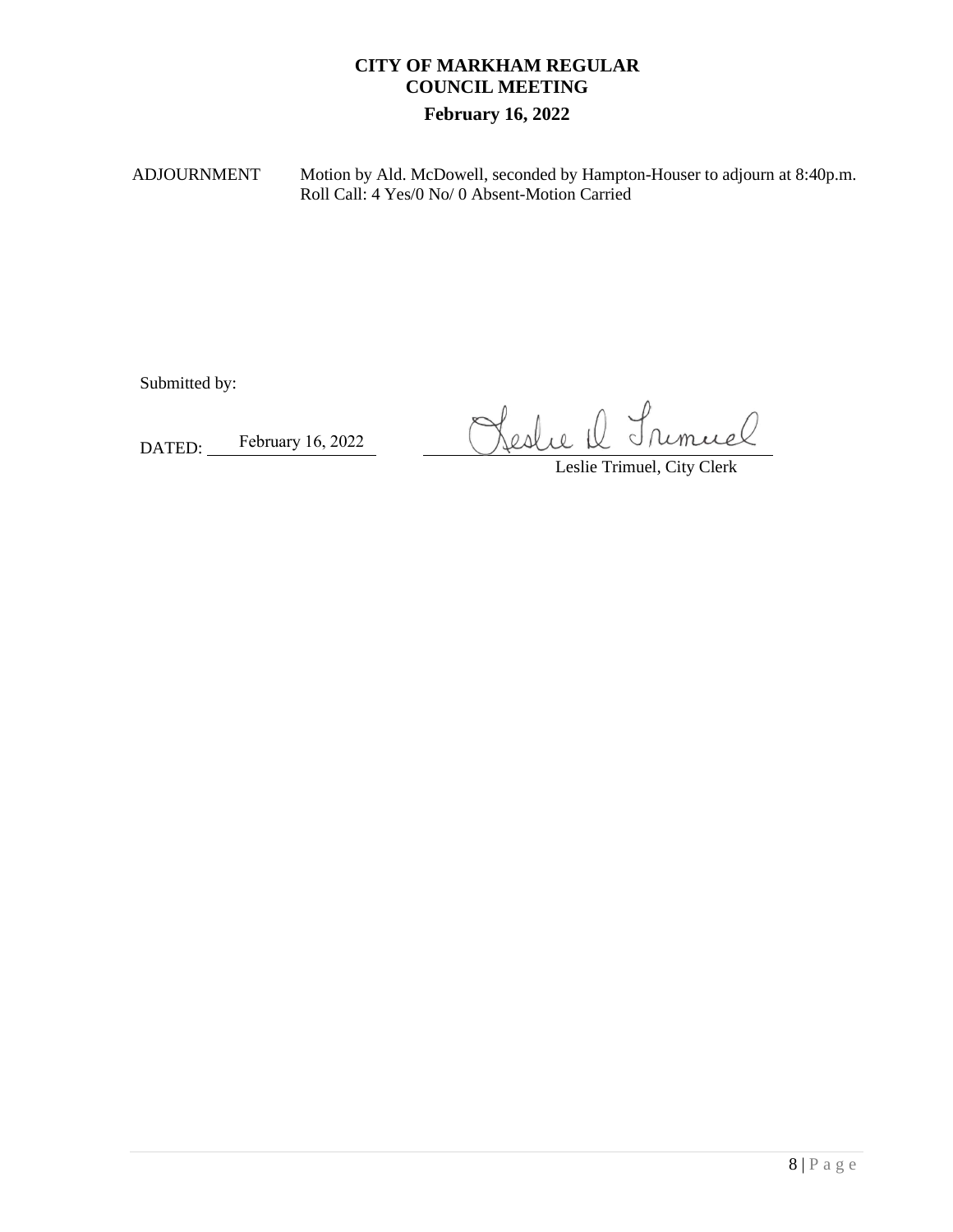**CITY OF MARKHAM REGULAR COUNCIL MEETING**

**February 16, 2022**

ADJOURNMENT Motion by Ald. McDowell, seconded by Hampton-Houser to adjourn at 8:40p.m.
Roll Call: 4 Yes/0 No/ 0 Absent-Motion Carried

Submitted by:

DATED: February 16, 2022

Leslie Trimuel, City Clerk